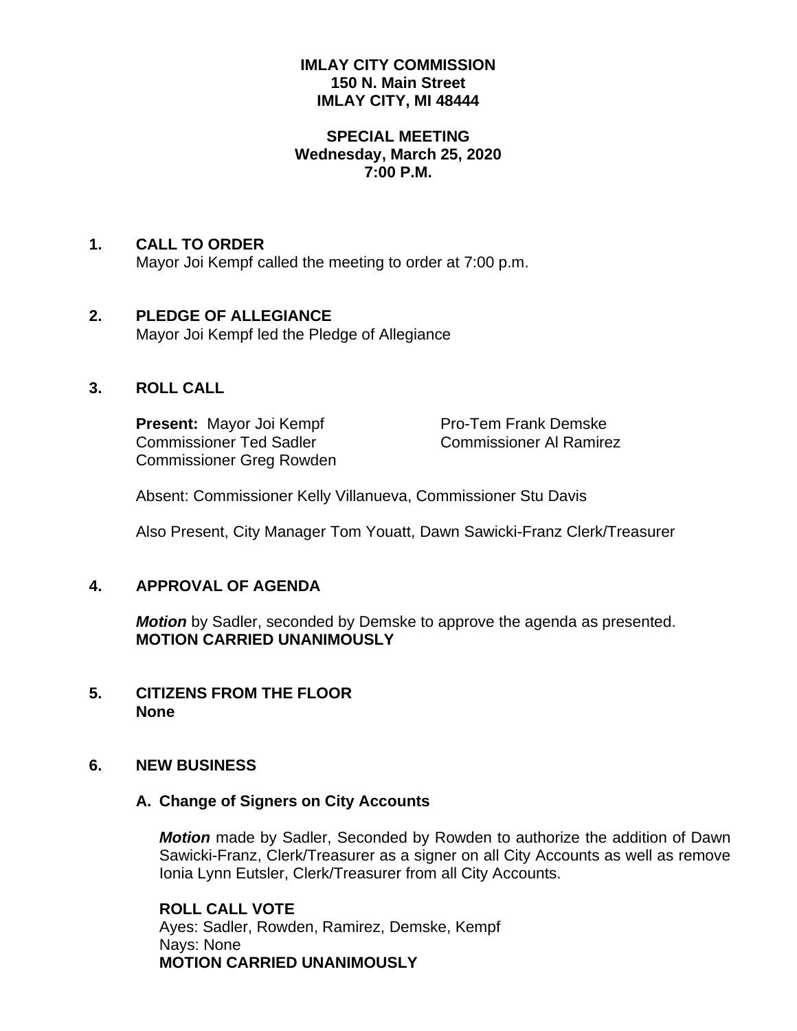**IMLAY CITY COMMISSION**
**150 N. Main Street**
**IMLAY CITY, MI 48444**

**SPECIAL MEETING**
**Wednesday, March 25, 2020**
**7:00 P.M.**

## 1. CALL TO ORDER

Mayor Joi Kempf called the meeting to order at 7:00 p.m.

## 2. PLEDGE OF ALLEGIANCE

Mayor Joi Kempf led the Pledge of Allegiance

## 3. ROLL CALL

**Present:** Mayor Joi Kempf
Pro-Tem Frank Demske
Commissioner Ted Sadler
Commissioner Al Ramirez
Commissioner Greg Rowden

Absent: Commissioner Kelly Villanueva, Commissioner Stu Davis

Also Present, City Manager Tom Youatt, Dawn Sawicki-Franz Clerk/Treasurer

## 4. APPROVAL OF AGENDA

***Motion*** by Sadler, seconded by Demske to approve the agenda as presented.
**MOTION CARRIED UNANIMOUSLY**

## 5. CITIZENS FROM THE FLOOR

**None**

## 6. NEW BUSINESS

### A. Change of Signers on City Accounts

***Motion*** made by Sadler, Seconded by Rowden to authorize the addition of Dawn Sawicki-Franz, Clerk/Treasurer as a signer on all City Accounts as well as remove Ionia Lynn Eutsler, Clerk/Treasurer from all City Accounts.

**ROLL CALL VOTE**
Ayes: Sadler, Rowden, Ramirez, Demske, Kempf
Nays: None
**MOTION CARRIED UNANIMOUSLY**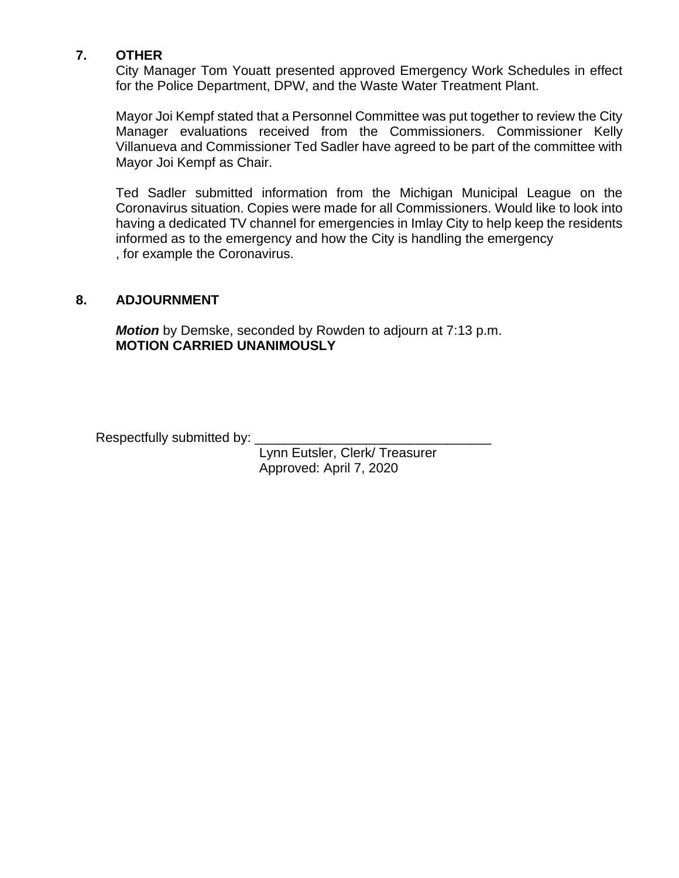## 7. OTHER

City Manager Tom Youatt presented approved Emergency Work Schedules in effect for the Police Department, DPW, and the Waste Water Treatment Plant.

Mayor Joi Kempf stated that a Personnel Committee was put together to review the City Manager evaluations received from the Commissioners. Commissioner Kelly Villanueva and Commissioner Ted Sadler have agreed to be part of the committee with Mayor Joi Kempf as Chair.

Ted Sadler submitted information from the Michigan Municipal League on the Coronavirus situation. Copies were made for all Commissioners. Would like to look into having a dedicated TV channel for emergencies in Imlay City to help keep the residents informed as to the emergency and how the City is handling the emergency , for example the Coronavirus.

## 8. ADJOURNMENT

***Motion*** by Demske, seconded by Rowden to adjourn at 7:13 p.m.
**MOTION CARRIED UNANIMOUSLY**

Respectfully submitted by: ________________________________
Lynn Eutsler, Clerk/ Treasurer
Approved: April 7, 2020